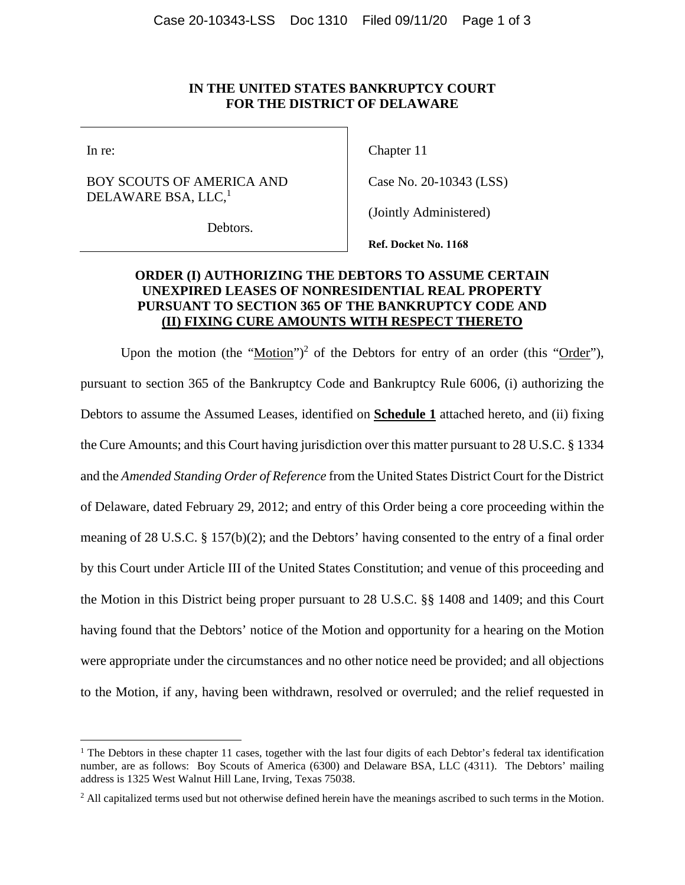**IN THE UNITED STATES BANKRUPTCY COURT
FOR THE DISTRICT OF DELAWARE**

| | |
|---|---|
| In re:<br><br>BOY SCOUTS OF AMERICA AND DELAWARE BSA, LLC,[1]<br><br>Debtors. | Chapter 11<br><br>Case No. 20-10343 (LSS)<br><br>(Jointly Administered)<br><br>**Ref. Docket No. 1168** |

**ORDER (I) AUTHORIZING THE DEBTORS TO ASSUME CERTAIN UNEXPIRED LEASES OF NONRESIDENTIAL REAL PROPERTY PURSUANT TO SECTION 365 OF THE BANKRUPTCY CODE AND (II) FIXING CURE AMOUNTS WITH RESPECT THERETO**

Upon the motion (the "Motion")[2] of the Debtors for entry of an order (this "Order"), pursuant to section 365 of the Bankruptcy Code and Bankruptcy Rule 6006, (i) authorizing the Debtors to assume the Assumed Leases, identified on **Schedule 1** attached hereto, and (ii) fixing the Cure Amounts; and this Court having jurisdiction over this matter pursuant to 28 U.S.C. § 1334 and the *Amended Standing Order of Reference* from the United States District Court for the District of Delaware, dated February 29, 2012; and entry of this Order being a core proceeding within the meaning of 28 U.S.C. § 157(b)(2); and the Debtors' having consented to the entry of a final order by this Court under Article III of the United States Constitution; and venue of this proceeding and the Motion in this District being proper pursuant to 28 U.S.C. §§ 1408 and 1409; and this Court having found that the Debtors' notice of the Motion and opportunity for a hearing on the Motion were appropriate under the circumstances and no other notice need be provided; and all objections to the Motion, if any, having been withdrawn, resolved or overruled; and the relief requested in

---

[1] The Debtors in these chapter 11 cases, together with the last four digits of each Debtor's federal tax identification number, are as follows: Boy Scouts of America (6300) and Delaware BSA, LLC (4311). The Debtors' mailing address is 1325 West Walnut Hill Lane, Irving, Texas 75038.

[2] All capitalized terms used but not otherwise defined herein have the meanings ascribed to such terms in the Motion.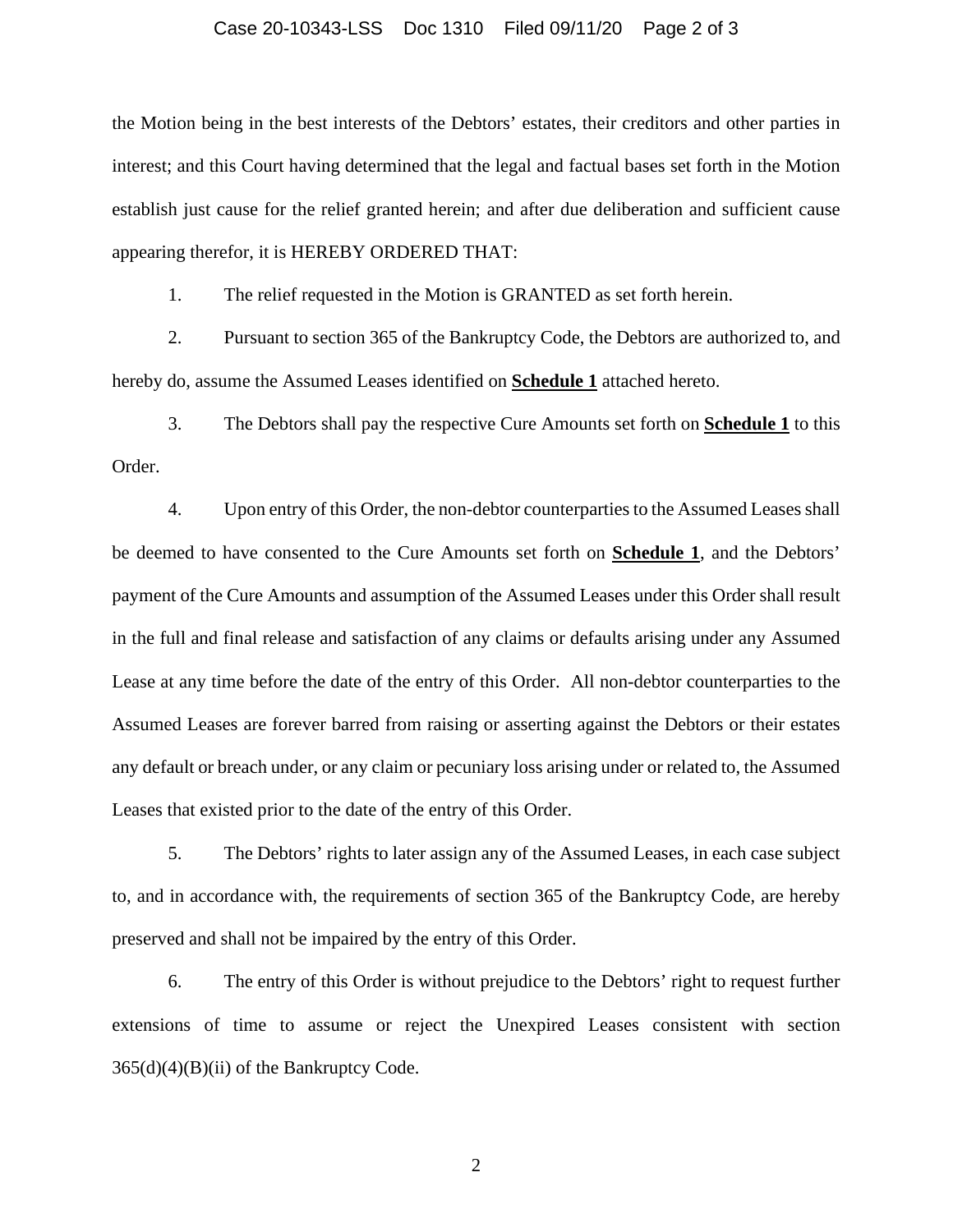the Motion being in the best interests of the Debtors' estates, their creditors and other parties in interest; and this Court having determined that the legal and factual bases set forth in the Motion establish just cause for the relief granted herein; and after due deliberation and sufficient cause appearing therefor, it is HEREBY ORDERED THAT:

1. The relief requested in the Motion is GRANTED as set forth herein.

2. Pursuant to section 365 of the Bankruptcy Code, the Debtors are authorized to, and hereby do, assume the Assumed Leases identified on **Schedule 1** attached hereto.

3. The Debtors shall pay the respective Cure Amounts set forth on **Schedule 1** to this Order.

4. Upon entry of this Order, the non-debtor counterparties to the Assumed Leases shall be deemed to have consented to the Cure Amounts set forth on **Schedule 1**, and the Debtors' payment of the Cure Amounts and assumption of the Assumed Leases under this Order shall result in the full and final release and satisfaction of any claims or defaults arising under any Assumed Lease at any time before the date of the entry of this Order. All non-debtor counterparties to the Assumed Leases are forever barred from raising or asserting against the Debtors or their estates any default or breach under, or any claim or pecuniary loss arising under or related to, the Assumed Leases that existed prior to the date of the entry of this Order.

5. The Debtors' rights to later assign any of the Assumed Leases, in each case subject to, and in accordance with, the requirements of section 365 of the Bankruptcy Code, are hereby preserved and shall not be impaired by the entry of this Order.

6. The entry of this Order is without prejudice to the Debtors' right to request further extensions of time to assume or reject the Unexpired Leases consistent with section 365(d)(4)(B)(ii) of the Bankruptcy Code.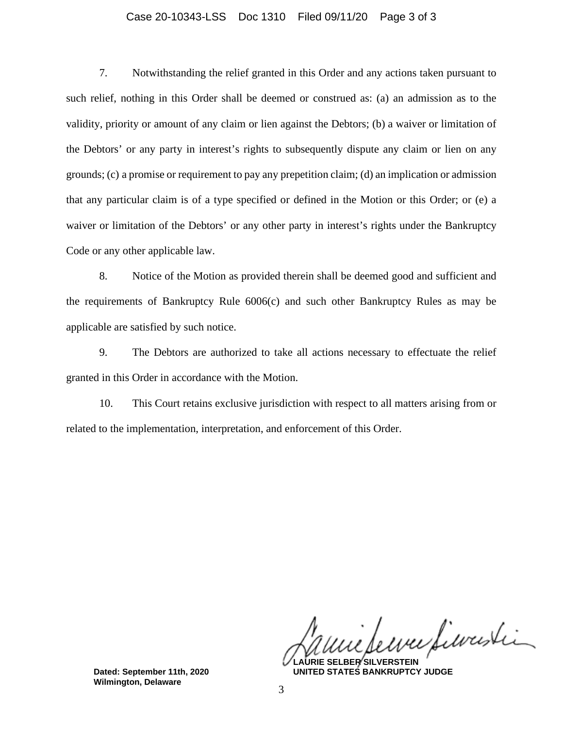7. Notwithstanding the relief granted in this Order and any actions taken pursuant to such relief, nothing in this Order shall be deemed or construed as: (a) an admission as to the validity, priority or amount of any claim or lien against the Debtors; (b) a waiver or limitation of the Debtors' or any party in interest's rights to subsequently dispute any claim or lien on any grounds; (c) a promise or requirement to pay any prepetition claim; (d) an implication or admission that any particular claim is of a type specified or defined in the Motion or this Order; or (e) a waiver or limitation of the Debtors' or any other party in interest's rights under the Bankruptcy Code or any other applicable law.

8. Notice of the Motion as provided therein shall be deemed good and sufficient and the requirements of Bankruptcy Rule 6006(c) and such other Bankruptcy Rules as may be applicable are satisfied by such notice.

9. The Debtors are authorized to take all actions necessary to effectuate the relief granted in this Order in accordance with the Motion.

10. This Court retains exclusive jurisdiction with respect to all matters arising from or related to the implementation, interpretation, and enforcement of this Order.

**Dated: September 11th, 2020**
**Wilmington, Delaware**

**LAURIE SELBER SILVERSTEIN**
**UNITED STATES BANKRUPTCY JUDGE**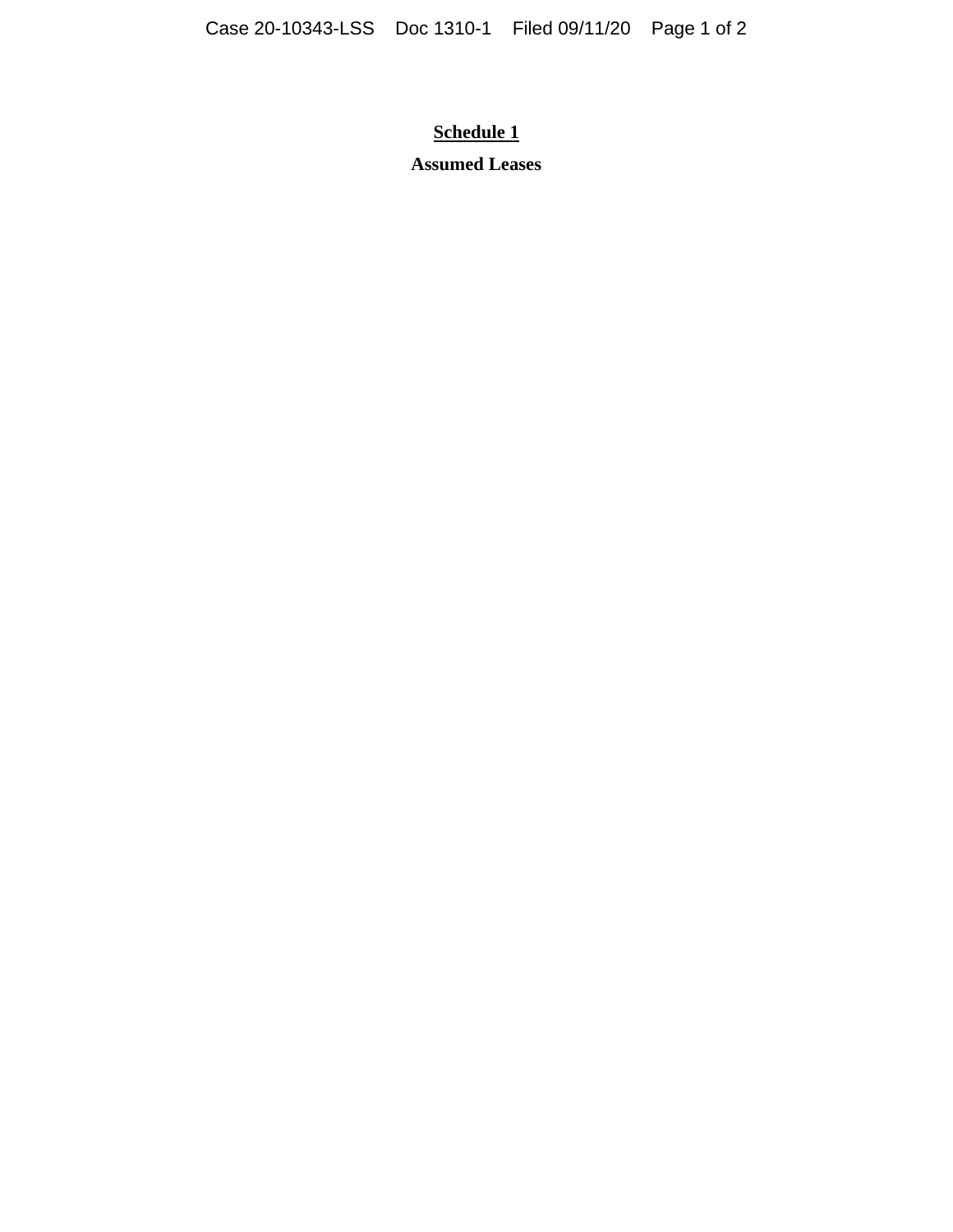# Schedule 1

**Assumed Leases**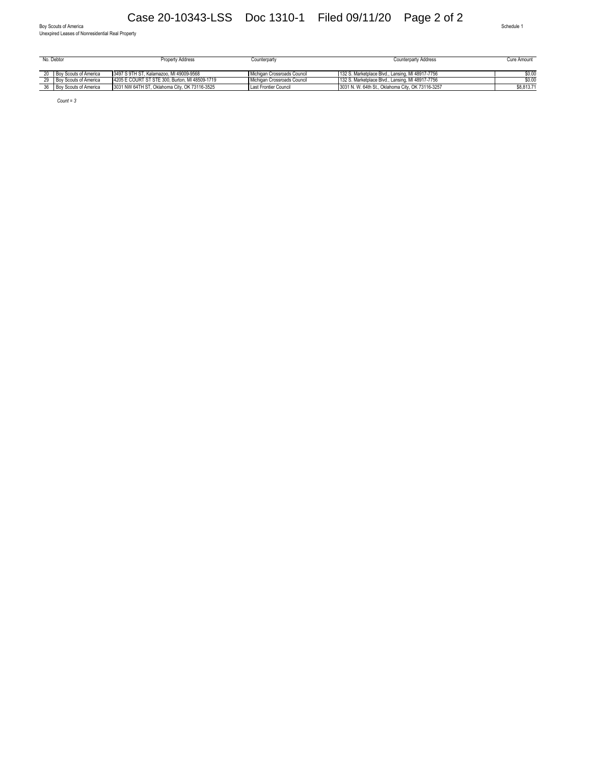Boy Scouts of America
Unexpired Leases of Nonresidential Real Property

Schedule 1

| No. | Debtor | Property Address | Counterparty | Counterparty Address | Cure Amount |
|---|---|---|---|---|---|
| 20 | Boy Scouts of America | 3497 S 9TH ST, Kalamazoo, MI 49009-9568 | Michigan Crossroads Council | 132 S. Marketplace Blvd., Lansing, MI 48917-7756 | $0.00 |
| 29 | Boy Scouts of America | 4205 E COURT ST STE 300, Burton, MI 48509-1719 | Michigan Crossroads Council | 132 S. Marketplace Blvd., Lansing, MI 48917-7756 | $0.00 |
| 36 | Boy Scouts of America | 3031 NW 64TH ST, Oklahoma City, OK 73116-3525 | Last Frontier Council | 3031 N. W. 64th St., Oklahoma City, OK 73116-3257 | $8,813.71 |

*Count = 3*